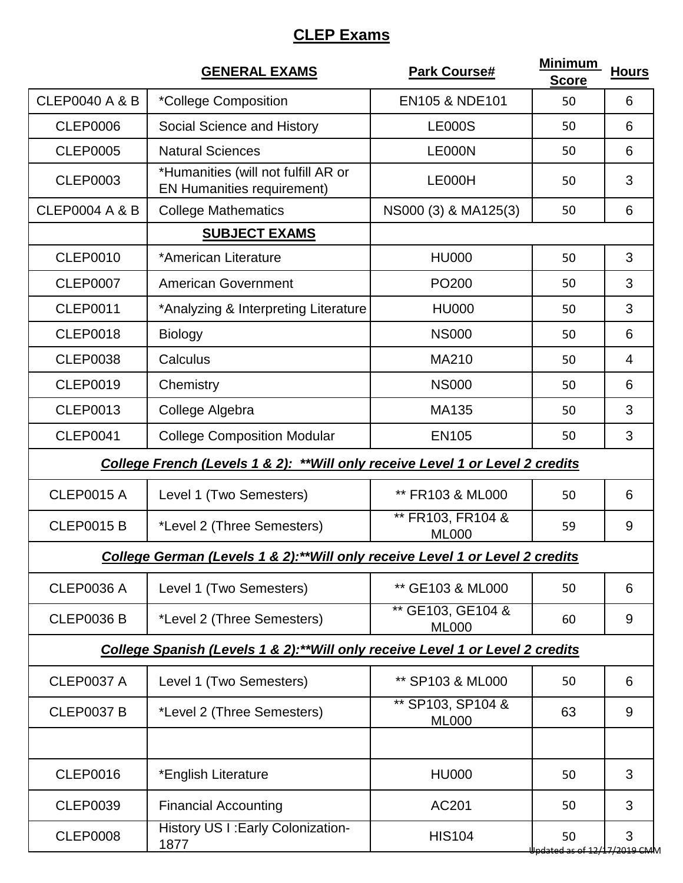# CLEP Exams

| | GENERAL EXAMS | Park Course# | Minimum Score | Hours |
|---|---|---|---|---|
| CLEP0040 A & B | *College Composition | EN105 & NDE101 | 50 | 6 |
| CLEP0006 | Social Science and History | LE000S | 50 | 6 |
| CLEP0005 | Natural Sciences | LE000N | 50 | 6 |
| CLEP0003 | *Humanities (will not fulfill AR or EN Humanities requirement) | LE000H | 50 | 3 |
| CLEP0004 A & B | College Mathematics | NS000 (3) & MA125(3) | 50 | 6 |
| | **SUBJECT EXAMS** | | | |
| CLEP0010 | *American Literature | HU000 | 50 | 3 |
| CLEP0007 | American Government | PO200 | 50 | 3 |
| CLEP0011 | *Analyzing & Interpreting Literature | HU000 | 50 | 3 |
| CLEP0018 | Biology | NS000 | 50 | 6 |
| CLEP0038 | Calculus | MA210 | 50 | 4 |
| CLEP0019 | Chemistry | NS000 | 50 | 6 |
| CLEP0013 | College Algebra | MA135 | 50 | 3 |
| CLEP0041 | College Composition Modular | EN105 | 50 | 3 |
| ***College French (Levels 1 & 2): **Will only receive Level 1 or Level 2 credits*** | | | | |
| CLEP0015 A | Level 1 (Two Semesters) | ** FR103 & ML000 | 50 | 6 |
| CLEP0015 B | *Level 2 (Three Semesters) | ** FR103, FR104 & ML000 | 59 | 9 |
| ***College German (Levels 1 & 2):**Will only receive Level 1 or Level 2 credits*** | | | | |
| CLEP0036 A | Level 1 (Two Semesters) | ** GE103 & ML000 | 50 | 6 |
| CLEP0036 B | *Level 2 (Three Semesters) | ** GE103, GE104 & ML000 | 60 | 9 |
| ***College Spanish (Levels 1 & 2):**Will only receive Level 1 or Level 2 credits*** | | | | |
| CLEP0037 A | Level 1 (Two Semesters) | ** SP103 & ML000 | 50 | 6 |
| CLEP0037 B | *Level 2 (Three Semesters) | ** SP103, SP104 & ML000 | 63 | 9 |
| | | | | |
| CLEP0016 | *English Literature | HU000 | 50 | 3 |
| CLEP0039 | Financial Accounting | AC201 | 50 | 3 |
| CLEP0008 | History US I :Early Colonization-1877 | HIS104 | 50 | 3 |

Updated as of 12/17/2019 CMM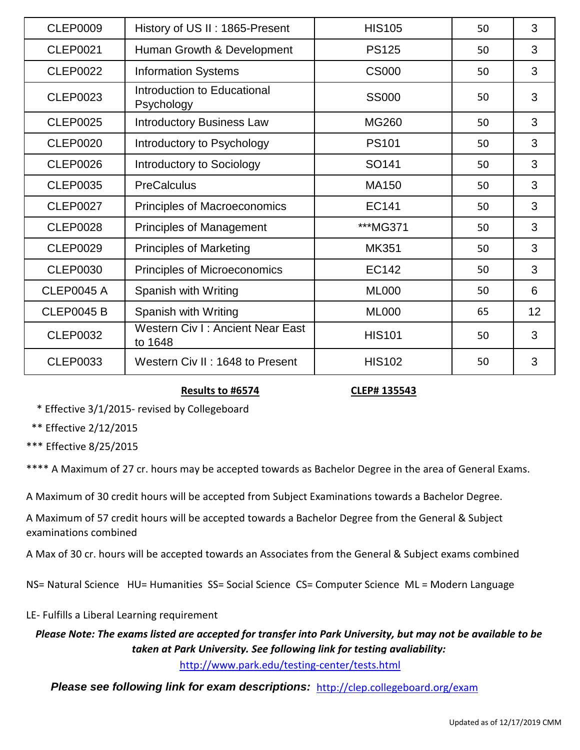| | | | | |
|---|---|---|---|---|
| CLEP0009 | History of US II : 1865-Present | HIS105 | 50 | 3 |
| CLEP0021 | Human Growth & Development | PS125 | 50 | 3 |
| CLEP0022 | Information Systems | CS000 | 50 | 3 |
| CLEP0023 | Introduction to Educational Psychology | SS000 | 50 | 3 |
| CLEP0025 | Introductory Business Law | MG260 | 50 | 3 |
| CLEP0020 | Introductory to Psychology | PS101 | 50 | 3 |
| CLEP0026 | Introductory to Sociology | SO141 | 50 | 3 |
| CLEP0035 | PreCalculus | MA150 | 50 | 3 |
| CLEP0027 | Principles of Macroeconomics | EC141 | 50 | 3 |
| CLEP0028 | Principles of Management | ***MG371 | 50 | 3 |
| CLEP0029 | Principles of Marketing | MK351 | 50 | 3 |
| CLEP0030 | Principles of Microeconomics | EC142 | 50 | 3 |
| CLEP0045 A | Spanish with Writing | ML000 | 50 | 6 |
| CLEP0045 B | Spanish with Writing | ML000 | 65 | 12 |
| CLEP0032 | Western Civ I : Ancient Near East to 1648 | HIS101 | 50 | 3 |
| CLEP0033 | Western Civ II : 1648 to Present | HIS102 | 50 | 3 |

**Results to #6574** **CLEP# 135543**

* Effective 3/1/2015- revised by Collegeboard

** Effective 2/12/2015

*** Effective 8/25/2015

**** A Maximum of 27 cr. hours may be accepted towards as Bachelor Degree in the area of General Exams.

A Maximum of 30 credit hours will be accepted from Subject Examinations towards a Bachelor Degree.

A Maximum of 57 credit hours will be accepted towards a Bachelor Degree from the General & Subject examinations combined

A Max of 30 cr. hours will be accepted towards an Associates from the General & Subject exams combined

NS= Natural Science HU= Humanities SS= Social Science CS= Computer Science ML = Modern Language

LE- Fulfills a Liberal Learning requirement

***Please Note: The exams listed are accepted for transfer into Park University, but may not be available to be taken at Park University. See following link for testing avaliability:***

http://www.park.edu/testing-center/tests.html

***Please see following link for exam descriptions:*** http://clep.collegeboard.org/exam

Updated as of 12/17/2019 CMM